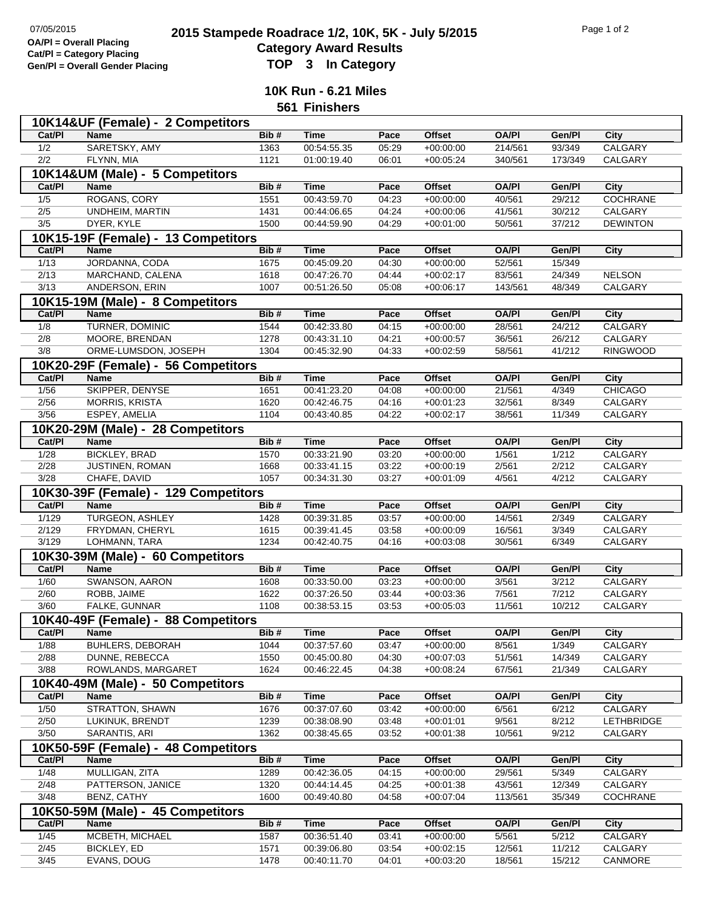07/05/2015

**OA/Pl = Overall Placing**
**Cat/Pl = Category Placing**
**Gen/Pl = Overall Gender Placing**

# 2015 Stampede Roadrace 1/2, 10K, 5K - July 5/2015
## Category Award Results
## TOP 3 In Category

### 10K Run - 6.21 Miles
### 561 Finishers

**10K14&UF (Female) - 2 Competitors**

| Cat/Pl | Name | Bib # | Time | Pace | Offset | OA/Pl | Gen/Pl | City |
|---|---|---|---|---|---|---|---|---|
| 1/2 | SARETSKY, AMY | 1363 | 00:54:55.35 | 05:29 | +00:00:00 | 214/561 | 93/349 | CALGARY |
| 2/2 | FLYNN, MIA | 1121 | 01:00:19.40 | 06:01 | +00:05:24 | 340/561 | 173/349 | CALGARY |

**10K14&UM (Male) - 5 Competitors**

| Cat/Pl | Name | Bib # | Time | Pace | Offset | OA/Pl | Gen/Pl | City |
|---|---|---|---|---|---|---|---|---|
| 1/5 | ROGANS, CORY | 1551 | 00:43:59.70 | 04:23 | +00:00:00 | 40/561 | 29/212 | COCHRANE |
| 2/5 | UNDHEIM, MARTIN | 1431 | 00:44:06.65 | 04:24 | +00:00:06 | 41/561 | 30/212 | CALGARY |
| 3/5 | DYER, KYLE | 1500 | 00:44:59.90 | 04:29 | +00:01:00 | 50/561 | 37/212 | DEWINTON |

**10K15-19F (Female) - 13 Competitors**

| Cat/Pl | Name | Bib # | Time | Pace | Offset | OA/Pl | Gen/Pl | City |
|---|---|---|---|---|---|---|---|---|
| 1/13 | JORDANNA, CODA | 1675 | 00:45:09.20 | 04:30 | +00:00:00 | 52/561 | 15/349 | |
| 2/13 | MARCHAND, CALENA | 1618 | 00:47:26.70 | 04:44 | +00:02:17 | 83/561 | 24/349 | NELSON |
| 3/13 | ANDERSON, ERIN | 1007 | 00:51:26.50 | 05:08 | +00:06:17 | 143/561 | 48/349 | CALGARY |

**10K15-19M (Male) - 8 Competitors**

| Cat/Pl | Name | Bib # | Time | Pace | Offset | OA/Pl | Gen/Pl | City |
|---|---|---|---|---|---|---|---|---|
| 1/8 | TURNER, DOMINIC | 1544 | 00:42:33.80 | 04:15 | +00:00:00 | 28/561 | 24/212 | CALGARY |
| 2/8 | MOORE, BRENDAN | 1278 | 00:43:31.10 | 04:21 | +00:00:57 | 36/561 | 26/212 | CALGARY |
| 3/8 | ORME-LUMSDON, JOSEPH | 1304 | 00:45:32.90 | 04:33 | +00:02:59 | 58/561 | 41/212 | RINGWOOD |

**10K20-29F (Female) - 56 Competitors**

| Cat/Pl | Name | Bib # | Time | Pace | Offset | OA/Pl | Gen/Pl | City |
|---|---|---|---|---|---|---|---|---|
| 1/56 | SKIPPER, DENYSE | 1651 | 00:41:23.20 | 04:08 | +00:00:00 | 21/561 | 4/349 | CHICAGO |
| 2/56 | MORRIS, KRISTA | 1620 | 00:42:46.75 | 04:16 | +00:01:23 | 32/561 | 8/349 | CALGARY |
| 3/56 | ESPEY, AMELIA | 1104 | 00:43:40.85 | 04:22 | +00:02:17 | 38/561 | 11/349 | CALGARY |

**10K20-29M (Male) - 28 Competitors**

| Cat/Pl | Name | Bib # | Time | Pace | Offset | OA/Pl | Gen/Pl | City |
|---|---|---|---|---|---|---|---|---|
| 1/28 | BICKLEY, BRAD | 1570 | 00:33:21.90 | 03:20 | +00:00:00 | 1/561 | 1/212 | CALGARY |
| 2/28 | JUSTINEN, ROMAN | 1668 | 00:33:41.15 | 03:22 | +00:00:19 | 2/561 | 2/212 | CALGARY |
| 3/28 | CHAFE, DAVID | 1057 | 00:34:31.30 | 03:27 | +00:01:09 | 4/561 | 4/212 | CALGARY |

**10K30-39F (Female) - 129 Competitors**

| Cat/Pl | Name | Bib # | Time | Pace | Offset | OA/Pl | Gen/Pl | City |
|---|---|---|---|---|---|---|---|---|
| 1/129 | TURGEON, ASHLEY | 1428 | 00:39:31.85 | 03:57 | +00:00:00 | 14/561 | 2/349 | CALGARY |
| 2/129 | FRYDMAN, CHERYL | 1615 | 00:39:41.45 | 03:58 | +00:00:09 | 16/561 | 3/349 | CALGARY |
| 3/129 | LOHMANN, TARA | 1234 | 00:42:40.75 | 04:16 | +00:03:08 | 30/561 | 6/349 | CALGARY |

**10K30-39M (Male) - 60 Competitors**

| Cat/Pl | Name | Bib # | Time | Pace | Offset | OA/Pl | Gen/Pl | City |
|---|---|---|---|---|---|---|---|---|
| 1/60 | SWANSON, AARON | 1608 | 00:33:50.00 | 03:23 | +00:00:00 | 3/561 | 3/212 | CALGARY |
| 2/60 | ROBB, JAIME | 1622 | 00:37:26.50 | 03:44 | +00:03:36 | 7/561 | 7/212 | CALGARY |
| 3/60 | FALKE, GUNNAR | 1108 | 00:38:53.15 | 03:53 | +00:05:03 | 11/561 | 10/212 | CALGARY |

**10K40-49F (Female) - 88 Competitors**

| Cat/Pl | Name | Bib # | Time | Pace | Offset | OA/Pl | Gen/Pl | City |
|---|---|---|---|---|---|---|---|---|
| 1/88 | BUHLERS, DEBORAH | 1044 | 00:37:57.60 | 03:47 | +00:00:00 | 8/561 | 1/349 | CALGARY |
| 2/88 | DUNNE, REBECCA | 1550 | 00:45:00.80 | 04:30 | +00:07:03 | 51/561 | 14/349 | CALGARY |
| 3/88 | ROWLANDS, MARGARET | 1624 | 00:46:22.45 | 04:38 | +00:08:24 | 67/561 | 21/349 | CALGARY |

**10K40-49M (Male) - 50 Competitors**

| Cat/Pl | Name | Bib # | Time | Pace | Offset | OA/Pl | Gen/Pl | City |
|---|---|---|---|---|---|---|---|---|
| 1/50 | STRATTON, SHAWN | 1676 | 00:37:07.60 | 03:42 | +00:00:00 | 6/561 | 6/212 | CALGARY |
| 2/50 | LUKINUK, BRENDT | 1239 | 00:38:08.90 | 03:48 | +00:01:01 | 9/561 | 8/212 | LETHBRIDGE |
| 3/50 | SARANTIS, ARI | 1362 | 00:38:45.65 | 03:52 | +00:01:38 | 10/561 | 9/212 | CALGARY |

**10K50-59F (Female) - 48 Competitors**

| Cat/Pl | Name | Bib # | Time | Pace | Offset | OA/Pl | Gen/Pl | City |
|---|---|---|---|---|---|---|---|---|
| 1/48 | MULLIGAN, ZITA | 1289 | 00:42:36.05 | 04:15 | +00:00:00 | 29/561 | 5/349 | CALGARY |
| 2/48 | PATTERSON, JANICE | 1320 | 00:44:14.45 | 04:25 | +00:01:38 | 43/561 | 12/349 | CALGARY |
| 3/48 | BENZ, CATHY | 1600 | 00:49:40.80 | 04:58 | +00:07:04 | 113/561 | 35/349 | COCHRANE |

**10K50-59M (Male) - 45 Competitors**

| Cat/Pl | Name | Bib # | Time | Pace | Offset | OA/Pl | Gen/Pl | City |
|---|---|---|---|---|---|---|---|---|
| 1/45 | MCBETH, MICHAEL | 1587 | 00:36:51.40 | 03:41 | +00:00:00 | 5/561 | 5/212 | CALGARY |
| 2/45 | BICKLEY, ED | 1571 | 00:39:06.80 | 03:54 | +00:02:15 | 12/561 | 11/212 | CALGARY |
| 3/45 | EVANS, DOUG | 1478 | 00:40:11.70 | 04:01 | +00:03:20 | 18/561 | 15/212 | CANMORE |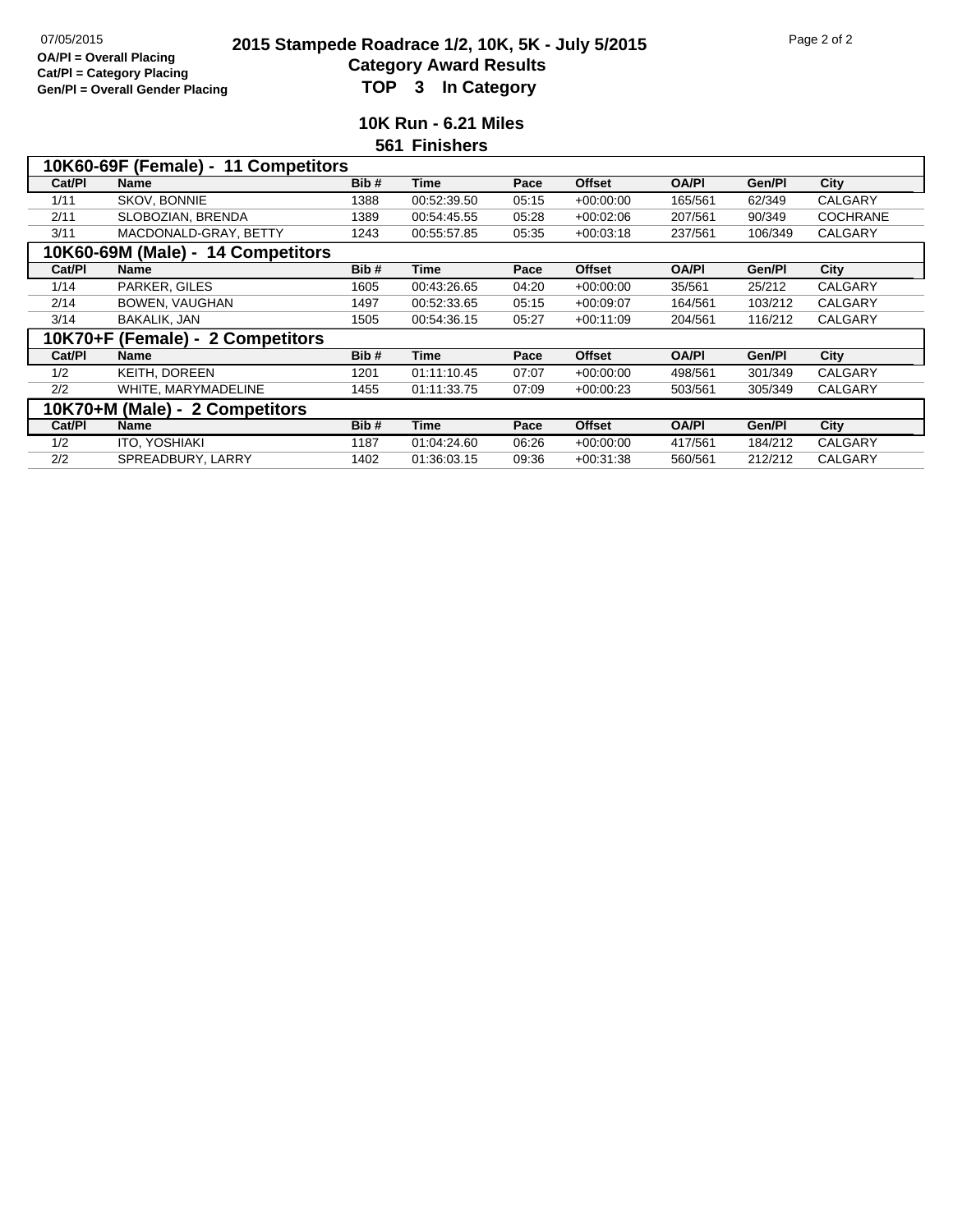07/05/2015

**OA/Pl = Overall Placing**
**Cat/Pl = Category Placing**
**Gen/Pl = Overall Gender Placing**

# 2015 Stampede Roadrace 1/2, 10K, 5K - July 5/2015

## Category Award Results

## TOP 3 In Category

### 10K Run - 6.21 Miles

### 561 Finishers

#### 10K60-69F (Female) - 11 Competitors

| Cat/Pl | Name | Bib # | Time | Pace | Offset | OA/Pl | Gen/Pl | City |
|---|---|---|---|---|---|---|---|---|
| 1/11 | SKOV, BONNIE | 1388 | 00:52:39.50 | 05:15 | +00:00:00 | 165/561 | 62/349 | CALGARY |
| 2/11 | SLOBOZIAN, BRENDA | 1389 | 00:54:45.55 | 05:28 | +00:02:06 | 207/561 | 90/349 | COCHRANE |
| 3/11 | MACDONALD-GRAY, BETTY | 1243 | 00:55:57.85 | 05:35 | +00:03:18 | 237/561 | 106/349 | CALGARY |

#### 10K60-69M (Male) - 14 Competitors

| Cat/Pl | Name | Bib # | Time | Pace | Offset | OA/Pl | Gen/Pl | City |
|---|---|---|---|---|---|---|---|---|
| 1/14 | PARKER, GILES | 1605 | 00:43:26.65 | 04:20 | +00:00:00 | 35/561 | 25/212 | CALGARY |
| 2/14 | BOWEN, VAUGHAN | 1497 | 00:52:33.65 | 05:15 | +00:09:07 | 164/561 | 103/212 | CALGARY |
| 3/14 | BAKALIK, JAN | 1505 | 00:54:36.15 | 05:27 | +00:11:09 | 204/561 | 116/212 | CALGARY |

#### 10K70+F (Female) - 2 Competitors

| Cat/Pl | Name | Bib # | Time | Pace | Offset | OA/Pl | Gen/Pl | City |
|---|---|---|---|---|---|---|---|---|
| 1/2 | KEITH, DOREEN | 1201 | 01:11:10.45 | 07:07 | +00:00:00 | 498/561 | 301/349 | CALGARY |
| 2/2 | WHITE, MARYMADELINE | 1455 | 01:11:33.75 | 07:09 | +00:00:23 | 503/561 | 305/349 | CALGARY |

#### 10K70+M (Male) - 2 Competitors

| Cat/Pl | Name | Bib # | Time | Pace | Offset | OA/Pl | Gen/Pl | City |
|---|---|---|---|---|---|---|---|---|
| 1/2 | ITO, YOSHIAKI | 1187 | 01:04:24.60 | 06:26 | +00:00:00 | 417/561 | 184/212 | CALGARY |
| 2/2 | SPREADBURY, LARRY | 1402 | 01:36:03.15 | 09:36 | +00:31:38 | 560/561 | 212/212 | CALGARY |